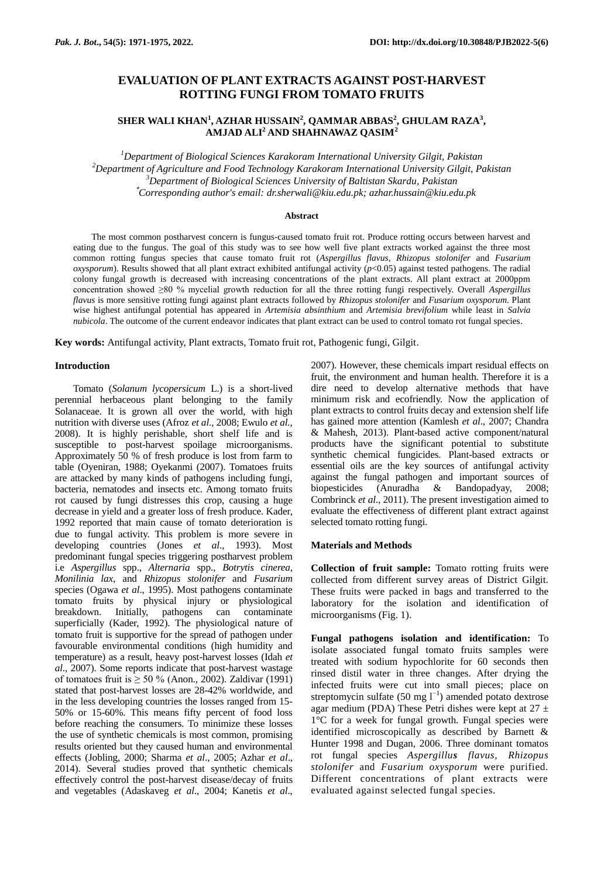# EVALUATION OF PLANT EXTRACTS AGAINST POST-HARVEST ROTTING FUNGI FROM TOMATO FRUITS

**SHER WALI KHAN[1], AZHAR HUSSAIN[2], QAMMAR ABBAS[2], GHULAM RAZA[3], AMJAD ALI[2] AND SHAHNAWAZ QASIM[2]**

*[1]Department of Biological Sciences Karakoram International University Gilgit, Pakistan*
*[2]Department of Agriculture and Food Technology Karakoram International University Gilgit, Pakistan*
*[3]Department of Biological Sciences University of Baltistan Skardu, Pakistan*
*[*]Corresponding author's email: dr.sherwali@kiu.edu.pk; azhar.hussain@kiu.edu.pk*

### Abstract

The most common postharvest concern is fungus-caused tomato fruit rot. Produce rotting occurs between harvest and eating due to the fungus. The goal of this study was to see how well five plant extracts worked against the three most common rotting fungus species that cause tomato fruit rot (*Aspergillus flavus*, *Rhizopus stolonifer* and *Fusarium oxysporum*). Results showed that all plant extract exhibited antifungal activity ($p<0.05$) against tested pathogens. The radial colony fungal growth is decreased with increasing concentrations of the plant extracts. All plant extract at 2000ppm concentration showed ≥80 % mycelial growth reduction for all the three rotting fungi respectively. Overall *Aspergillus flavus* is more sensitive rotting fungi against plant extracts followed by *Rhizopus stolonifer* and *Fusarium oxysporum*. Plant wise highest antifungal potential has appeared in *Artemisia absinthium* and *Artemisia brevifolium* while least in *Salvia nubicola*. The outcome of the current endeavor indicates that plant extract can be used to control tomato rot fungal species.

**Key words:** Antifungal activity, Plant extracts, Tomato fruit rot, Pathogenic fungi, Gilgit.

## Introduction

Tomato (*Solanum lycopersicum* L.) is a short-lived perennial herbaceous plant belonging to the family Solanaceae. It is grown all over the world, with high nutrition with diverse uses (Afroz *et al*., 2008; Ewulo *et al.*, 2008). It is highly perishable, short shelf life and is susceptible to post-harvest spoilage microorganisms. Approximately 50 % of fresh produce is lost from farm to table (Oyeniran, 1988; Oyekanmi (2007). Tomatoes fruits are attacked by many kinds of pathogens including fungi, bacteria, nematodes and insects etc. Among tomato fruits rot caused by fungi distresses this crop, causing a huge decrease in yield and a greater loss of fresh produce. Kader, 1992 reported that main cause of tomato deterioration is due to fungal activity. This problem is more severe in developing countries (Jones *et al*., 1993). Most predominant fungal species triggering postharvest problem i.e *Aspergillus* spp., *Alternaria* spp., *Botrytis cinerea*, *Monilinia lax*, and *Rhizopus stolonifer* and *Fusarium* species (Ogawa *et al*., 1995). Most pathogens contaminate tomato fruits by physical injury or physiological breakdown. Initially, pathogens can contaminate superficially (Kader, 1992). The physiological nature of tomato fruit is supportive for the spread of pathogen under favourable environmental conditions (high humidity and temperature) as a result, heavy post-harvest losses (Idah *et al*., 2007). Some reports indicate that post-harvest wastage of tomatoes fruit is ≥ 50 % (Anon., 2002). Zaldivar (1991) stated that post-harvest losses are 28-42% worldwide, and in the less developing countries the losses ranged from 15-50% or 15-60%. This means fifty percent of food loss before reaching the consumers. To minimize these losses the use of synthetic chemicals is most common, promising results oriented but they caused human and environmental effects (Jobling, 2000; Sharma *et al*., 2005; Azhar *et al*., 2014). Several studies proved that synthetic chemicals effectively control the post-harvest disease/decay of fruits and vegetables (Adaskaveg *et al*., 2004; Kanetis *et al*., 2007). However, these chemicals impart residual effects on fruit, the environment and human health. Therefore it is a dire need to develop alternative methods that have minimum risk and ecofriendly. Now the application of plant extracts to control fruits decay and extension shelf life has gained more attention (Kamlesh *et al*., 2007; Chandra & Mahesh, 2013). Plant-based active component/natural products have the significant potential to substitute synthetic chemical fungicides. Plant-based extracts or essential oils are the key sources of antifungal activity against the fungal pathogen and important sources of biopesticides (Anuradha & Bandopadyay, 2008; Combrinck *et al*., 2011). The present investigation aimed to evaluate the effectiveness of different plant extract against selected tomato rotting fungi.

## Materials and Methods

**Collection of fruit sample:** Tomato rotting fruits were collected from different survey areas of District Gilgit. These fruits were packed in bags and transferred to the laboratory for the isolation and identification of microorganisms (Fig. 1).

**Fungal pathogens isolation and identification:** To isolate associated fungal tomato fruits samples were treated with sodium hypochlorite for 60 seconds then rinsed distil water in three changes. After drying the infected fruits were cut into small pieces; place on streptomycin sulfate (50 mg $l^{-1}$) amended potato dextrose agar medium (PDA) These Petri dishes were kept at 27 ± 1°C for a week for fungal growth. Fungal species were identified microscopically as described by Barnett & Hunter 1998 and Dugan, 2006. Three dominant tomatos rot fungal species *Aspergillus flavus, Rhizopus stolonifer* and *Fusarium oxysporum* were purified. Different concentrations of plant extracts were evaluated against selected fungal species.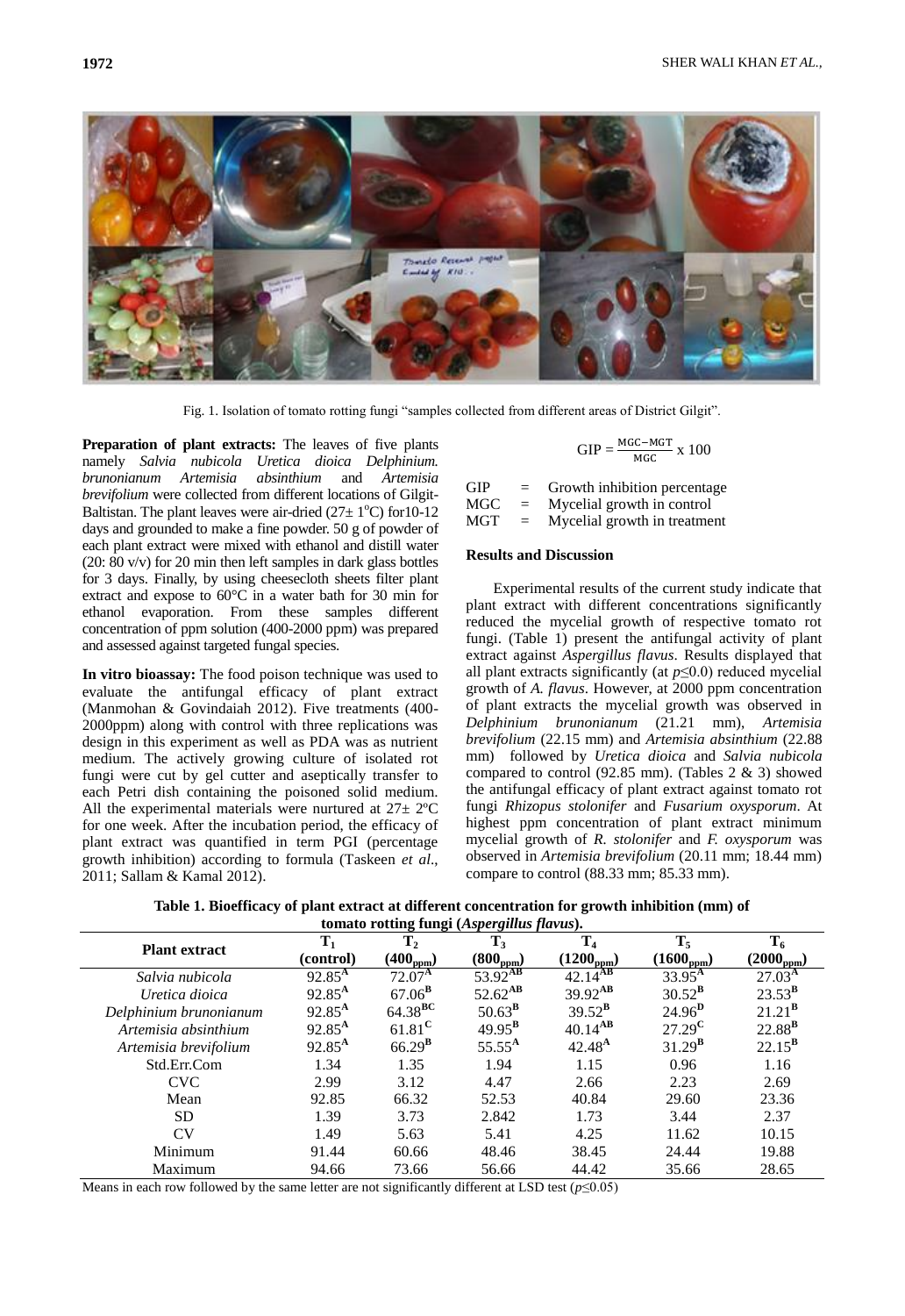Fig. 1. Isolation of tomato rotting fungi "samples collected from different areas of District Gilgit".

**Preparation of plant extracts:** The leaves of five plants namely *Salvia nubicola Uretica dioica Delphinium. brunonianum Artemisia absinthium* and *Artemisia brevifolium* were collected from different locations of Gilgit-Baltistan. The plant leaves were air-dried (27± 1°C) for10-12 days and grounded to make a fine powder. 50 g of powder of each plant extract were mixed with ethanol and distill water (20: 80 v/v) for 20 min then left samples in dark glass bottles for 3 days. Finally, by using cheesecloth sheets filter plant extract and expose to 60°C in a water bath for 30 min for ethanol evaporation. From these samples different concentration of ppm solution (400-2000 ppm) was prepared and assessed against targeted fungal species.

**In vitro bioassay:** The food poison technique was used to evaluate the antifungal efficacy of plant extract (Manmohan & Govindaiah 2012). Five treatments (400-2000ppm) along with control with three replications was design in this experiment as well as PDA was as nutrient medium. The actively growing culture of isolated rot fungi were cut by gel cutter and aseptically transfer to each Petri dish containing the poisoned solid medium. All the experimental materials were nurtured at 27± 2ºC for one week. After the incubation period, the efficacy of plant extract was quantified in term PGI (percentage growth inhibition) according to formula (Taskeen *et al*., 2011; Sallam & Kamal 2012).

$$\text{GIP} = \frac{\text{MGC} - \text{MGT}}{\text{MGC}} \times 100$$

GIP = Growth inhibition percentage
MGC = Mycelial growth in control
MGT = Mycelial growth in treatment

## Results and Discussion

Experimental results of the current study indicate that plant extract with different concentrations significantly reduced the mycelial growth of respective tomato rot fungi. (Table 1) present the antifungal activity of plant extract against *Aspergillus flavus*. Results displayed that all plant extracts significantly (at $p\leq 0.0$) reduced mycelial growth of *A. flavus*. However, at 2000 ppm concentration of plant extracts the mycelial growth was observed in *Delphinium brunonianum* (21.21 mm), *Artemisia brevifolium* (22.15 mm) and *Artemisia absinthium* (22.88 mm) followed by *Uretica dioica* and *Salvia nubicola* compared to control (92.85 mm). (Tables 2 & 3) showed the antifungal efficacy of plant extract against tomato rot fungi *Rhizopus stolonifer* and *Fusarium oxysporum*. At highest ppm concentration of plant extract minimum mycelial growth of *R. stolonifer* and *F. oxysporum* was observed in *Artemisia brevifolium* (20.11 mm; 18.44 mm) compare to control (88.33 mm; 85.33 mm).

**Table 1. Bioefficacy of plant extract at different concentration for growth inhibition (mm) of tomato rotting fungi (*Aspergillus flavus*).**

| Plant extract | $T_1$ (control) | $T_2$ ($400_{ppm}$) | $T_3$ ($800_{ppm}$) | $T_4$ ($1200_{ppm}$) | $T_5$ ($1600_{ppm}$) | $T_6$ ($2000_{ppm}$) |
|---|---|---|---|---|---|---|
| *Salvia nubicola* | $92.85^{A}$ | $72.07^{A}$ | $53.92^{AB}$ | $42.14^{AB}$ | $33.95^{A}$ | $27.03^{A}$ |
| *Uretica dioica* | $92.85^{A}$ | $67.06^{B}$ | $52.62^{AB}$ | $39.92^{AB}$ | $30.52^{B}$ | $23.53^{B}$ |
| *Delphinium brunonianum* | $92.85^{A}$ | $64.38^{BC}$ | $50.63^{B}$ | $39.52^{B}$ | $24.96^{D}$ | $21.21^{B}$ |
| *Artemisia absinthium* | $92.85^{A}$ | $61.81^{C}$ | $49.95^{B}$ | $40.14^{AB}$ | $27.29^{C}$ | $22.88^{B}$ |
| *Artemisia brevifolium* | $92.85^{A}$ | $66.29^{B}$ | $55.55^{A}$ | $42.48^{A}$ | $31.29^{B}$ | $22.15^{B}$ |
| Std.Err.Com | 1.34 | 1.35 | 1.94 | 1.15 | 0.96 | 1.16 |
| CVC | 2.99 | 3.12 | 4.47 | 2.66 | 2.23 | 2.69 |
| Mean | 92.85 | 66.32 | 52.53 | 40.84 | 29.60 | 23.36 |
| SD | 1.39 | 3.73 | 2.842 | 1.73 | 3.44 | 2.37 |
| CV | 1.49 | 5.63 | 5.41 | 4.25 | 11.62 | 10.15 |
| Minimum | 91.44 | 60.66 | 48.46 | 38.45 | 24.44 | 19.88 |
| Maximum | 94.66 | 73.66 | 56.66 | 44.42 | 35.66 | 28.65 |

Means in each row followed by the same letter are not significantly different at LSD test ($p\leq 0.05$)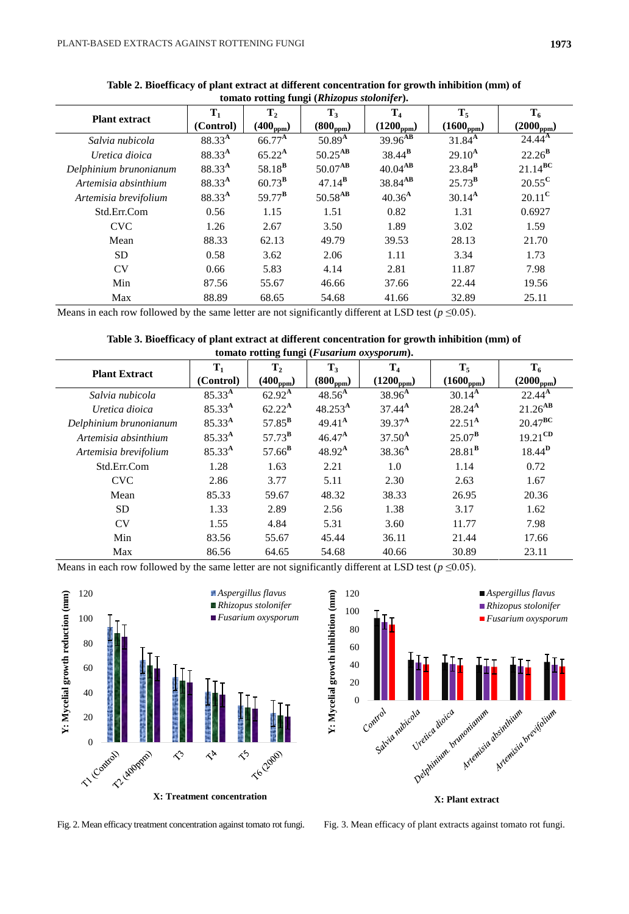**Table 2. Bioefficacy of plant extract at different concentration for growth inhibition (mm) of tomato rotting fungi (*Rhizopus stolonifer*).**

| Plant extract | $T_1$ (Control) | $T_2$ ($400_{ppm}$) | $T_3$ ($800_{ppm}$) | $T_4$ ($1200_{ppm}$) | $T_5$ ($1600_{ppm}$) | $T_6$ ($2000_{ppm}$) |
|---|---|---|---|---|---|---|
| *Salvia nubicola* | $88.33^{A}$ | $66.77^{A}$ | $50.89^{A}$ | $39.96^{AB}$ | $31.84^{A}$ | $24.44^{A}$ |
| *Uretica dioica* | $88.33^{A}$ | $65.22^{A}$ | $50.25^{AB}$ | $38.44^{B}$ | $29.10^{A}$ | $22.26^{B}$ |
| *Delphinium brunonianum* | $88.33^{A}$ | $58.18^{B}$ | $50.07^{AB}$ | $40.04^{AB}$ | $23.84^{B}$ | $21.14^{BC}$ |
| *Artemisia absinthium* | $88.33^{A}$ | $60.73^{B}$ | $47.14^{B}$ | $38.84^{AB}$ | $25.73^{B}$ | $20.55^{C}$ |
| *Artemisia brevifolium* | $88.33^{A}$ | $59.77^{B}$ | $50.58^{AB}$ | $40.36^{A}$ | $30.14^{A}$ | $20.11^{C}$ |
| Std.Err.Com | 0.56 | 1.15 | 1.51 | 0.82 | 1.31 | 0.6927 |
| CVC | 1.26 | 2.67 | 3.50 | 1.89 | 3.02 | 1.59 |
| Mean | 88.33 | 62.13 | 49.79 | 39.53 | 28.13 | 21.70 |
| SD | 0.58 | 3.62 | 2.06 | 1.11 | 3.34 | 1.73 |
| CV | 0.66 | 5.83 | 4.14 | 2.81 | 11.87 | 7.98 |
| Min | 87.56 | 55.67 | 46.66 | 37.66 | 22.44 | 19.56 |
| Max | 88.89 | 68.65 | 54.68 | 41.66 | 32.89 | 25.11 |

Means in each row followed by the same letter are not significantly different at LSD test ($p \leq 0.05$).

**Table 3. Bioefficacy of plant extract at different concentration for growth inhibition (mm) of tomato rotting fungi (*Fusarium oxysporum*).**

| Plant Extract | $T_1$ (Control) | $T_2$ ($400_{ppm}$) | $T_3$ ($800_{ppm}$) | $T_4$ ($1200_{ppm}$) | $T_5$ ($1600_{ppm}$) | $T_6$ ($2000_{ppm}$) |
|---|---|---|---|---|---|---|
| *Salvia nubicola* | $85.33^{A}$ | $62.92^{A}$ | $48.56^{A}$ | $38.96^{A}$ | $30.14^{A}$ | $22.44^{A}$ |
| *Uretica dioica* | $85.33^{A}$ | $62.22^{A}$ | $48.253^{A}$ | $37.44^{A}$ | $28.24^{A}$ | $21.26^{AB}$ |
| *Delphinium brunonianum* | $85.33^{A}$ | $57.85^{B}$ | $49.41^{A}$ | $39.37^{A}$ | $22.51^{A}$ | $20.47^{BC}$ |
| *Artemisia absinthium* | $85.33^{A}$ | $57.73^{B}$ | $46.47^{A}$ | $37.50^{A}$ | $25.07^{B}$ | $19.21^{CD}$ |
| *Artemisia brevifolium* | $85.33^{A}$ | $57.66^{B}$ | $48.92^{A}$ | $38.36^{A}$ | $28.81^{B}$ | $18.44^{D}$ |
| Std.Err.Com | 1.28 | 1.63 | 2.21 | 1.0 | 1.14 | 0.72 |
| CVC | 2.86 | 3.77 | 5.11 | 2.30 | 2.63 | 1.67 |
| Mean | 85.33 | 59.67 | 48.32 | 38.33 | 26.95 | 20.36 |
| SD | 1.33 | 2.89 | 2.56 | 1.38 | 3.17 | 1.62 |
| CV | 1.55 | 4.84 | 5.31 | 3.60 | 11.77 | 7.98 |
| Min | 83.56 | 55.67 | 45.44 | 36.11 | 21.44 | 17.66 |
| Max | 86.56 | 64.65 | 54.68 | 40.66 | 30.89 | 23.11 |

Means in each row followed by the same letter are not significantly different at LSD test ($p \leq 0.05$).

Fig. 2. Mean efficacy treatment concentration against tomato rot fungi.

Fig. 3. Mean efficacy of plant extracts against tomato rot fungi.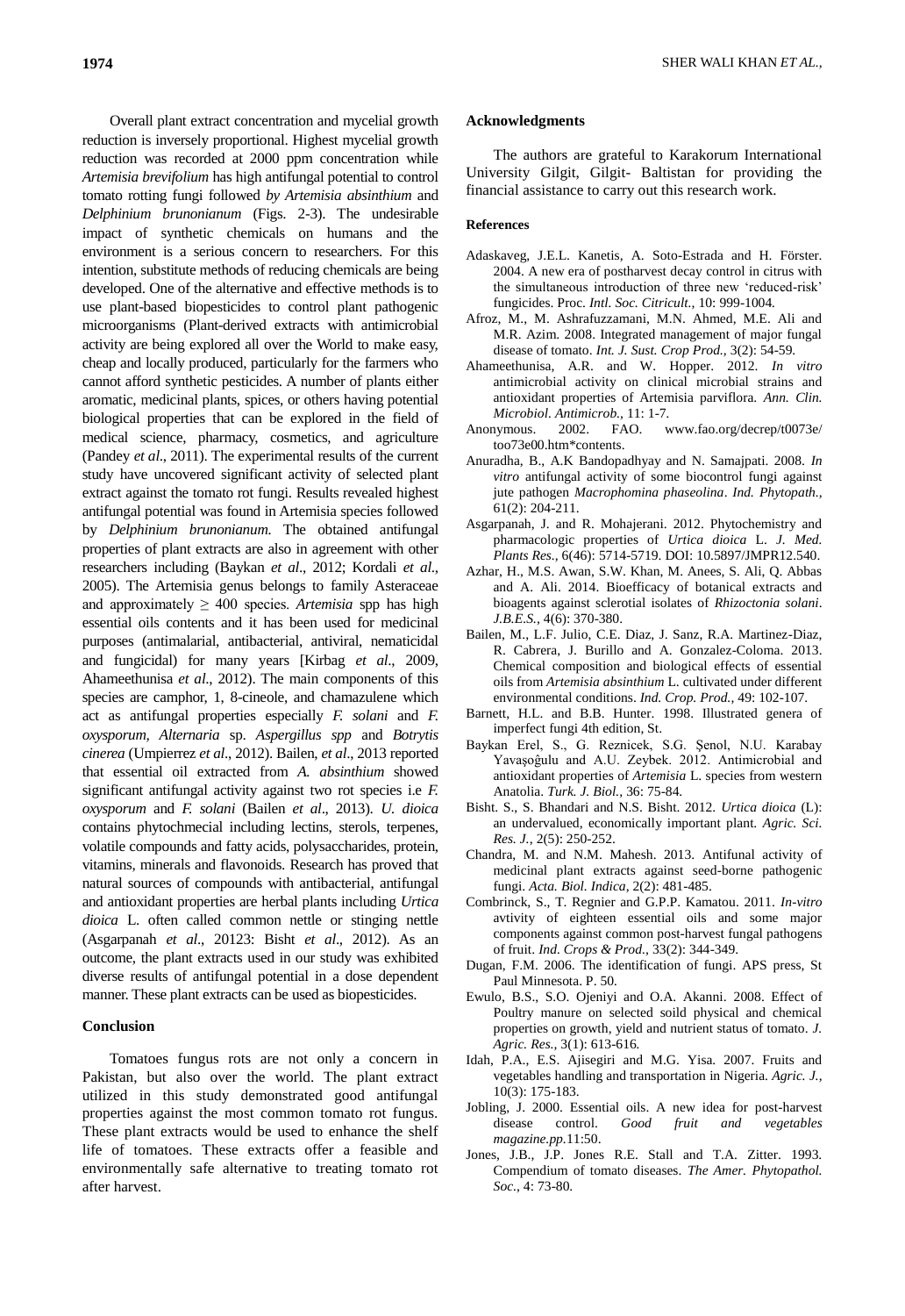Overall plant extract concentration and mycelial growth reduction is inversely proportional. Highest mycelial growth reduction was recorded at 2000 ppm concentration while *Artemisia brevifolium* has high antifungal potential to control tomato rotting fungi followed *by Artemisia absinthium* and *Delphinium brunonianum* (Figs. 2-3). The undesirable impact of synthetic chemicals on humans and the environment is a serious concern to researchers. For this intention, substitute methods of reducing chemicals are being developed. One of the alternative and effective methods is to use plant-based biopesticides to control plant pathogenic microorganisms (Plant-derived extracts with antimicrobial activity are being explored all over the World to make easy, cheap and locally produced, particularly for the farmers who cannot afford synthetic pesticides. A number of plants either aromatic, medicinal plants, spices, or others having potential biological properties that can be explored in the field of medical science, pharmacy, cosmetics, and agriculture (Pandey *et al*., 2011). The experimental results of the current study have uncovered significant activity of selected plant extract against the tomato rot fungi. Results revealed highest antifungal potential was found in Artemisia species followed by *Delphinium brunonianum.* The obtained antifungal properties of plant extracts are also in agreement with other researchers including (Baykan *et al*., 2012; Kordali *et al*., 2005). The Artemisia genus belongs to family Asteraceae and approximately ≥ 400 species. *Artemisia* spp has high essential oils contents and it has been used for medicinal purposes (antimalarial, antibacterial, antiviral, nematicidal and fungicidal) for many years [Kirbag *et al*., 2009, Ahameethunisa *et al*., 2012). The main components of this species are camphor, 1, 8-cineole, and chamazulene which act as antifungal properties especially *F. solani* and *F. oxysporum, Alternaria* sp. *Aspergillus spp* and *Botrytis cinerea* (Umpierrez *et al*., 2012). Bailen, *et al*., 2013 reported that essential oil extracted from *A. absinthium* showed significant antifungal activity against two rot species i.e *F. oxysporum* and *F. solani* (Bailen *et al*., 2013). *U. dioica* contains phytochmecial including lectins, sterols, terpenes, volatile compounds and fatty acids, polysaccharides, protein, vitamins, minerals and flavonoids. Research has proved that natural sources of compounds with antibacterial, antifungal and antioxidant properties are herbal plants including *Urtica dioica* L. often called common nettle or stinging nettle (Asgarpanah *et al*., 20123: Bisht *et al*., 2012). As an outcome, the plant extracts used in our study was exhibited diverse results of antifungal potential in a dose dependent manner. These plant extracts can be used as biopesticides.

## Conclusion

Tomatoes fungus rots are not only a concern in Pakistan, but also over the world. The plant extract utilized in this study demonstrated good antifungal properties against the most common tomato rot fungus. These plant extracts would be used to enhance the shelf life of tomatoes. These extracts offer a feasible and environmentally safe alternative to treating tomato rot after harvest.

## Acknowledgments

The authors are grateful to Karakorum International University Gilgit, Gilgit- Baltistan for providing the financial assistance to carry out this research work.

## References

Adaskaveg, J.E.L. Kanetis, A. Soto-Estrada and H. Förster. 2004. A new era of postharvest decay control in citrus with the simultaneous introduction of three new 'reduced-risk' fungicides. Proc. *Intl. Soc. Citricult.,* 10: 999-1004.

Afroz, M., M. Ashrafuzzamani, M.N. Ahmed, M.E. Ali and M.R. Azim. 2008. Integrated management of major fungal disease of tomato. *Int. J. Sust. Crop Prod.,* 3(2): 54-59.

Ahameethunisa, A.R. and W. Hopper. 2012. *In vitro* antimicrobial activity on clinical microbial strains and antioxidant properties of Artemisia parviflora. *Ann. Clin. Microbiol. Antimicrob.,* 11: 1-7.

Anonymous. 2002. FAO. www.fao.org/decrep/t0073e/too73e00.htm*contents.

Anuradha, B., A.K Bandopadhyay and N. Samajpati. 2008. *In vitro* antifungal activity of some biocontrol fungi against jute pathogen *Macrophomina phaseolina*. *Ind. Phytopath.,* 61(2): 204-211.

Asgarpanah, J. and R. Mohajerani. 2012. Phytochemistry and pharmacologic properties of *Urtica dioica* L. *J. Med. Plants Res.,* 6(46): 5714-5719. DOI: 10.5897/JMPR12.540.

Azhar, H., M.S. Awan, S.W. Khan, M. Anees, S. Ali, Q. Abbas and A. Ali. 2014. Bioefficacy of botanical extracts and bioagents against sclerotial isolates of *Rhizoctonia solani*. *J.B.E.S.,* 4(6): 370-380.

Bailen, M., L.F. Julio, C.E. Diaz, J. Sanz, R.A. Martinez-Diaz, R. Cabrera, J. Burillo and A. Gonzalez-Coloma. 2013. Chemical composition and biological effects of essential oils from *Artemisia absinthium* L. cultivated under different environmental conditions. *Ind. Crop. Prod.,* 49: 102-107.

Barnett, H.L. and B.B. Hunter. 1998. Illustrated genera of imperfect fungi 4th edition, St.

Baykan Erel, S., G. Reznicek, S.G. Şenol, N.U. Karabay Yavaşoĝulu and A.U. Zeybek. 2012. Antimicrobial and antioxidant properties of *Artemisia* L. species from western Anatolia. *Turk. J. Biol.,* 36: 75-84.

Bisht. S., S. Bhandari and N.S. Bisht. 2012. *Urtica dioica* (L): an undervalued, economically important plant. *Agric. Sci. Res. J.,* 2(5): 250-252.

Chandra, M. and N.M. Mahesh. 2013. Antifunal activity of medicinal plant extracts against seed-borne pathogenic fungi. *Acta. Biol. Indica*, 2(2): 481-485.

Combrinck, S., T. Regnier and G.P.P. Kamatou. 2011. *In-vitro* avtivity of eighteen essential oils and some major components against common post-harvest fungal pathogens of fruit. *Ind. Crops & Prod.,* 33(2): 344-349.

Dugan, F.M. 2006. The identification of fungi. APS press, St Paul Minnesota. P. 50.

Ewulo, B.S., S.O. Ojeniyi and O.A. Akanni. 2008. Effect of Poultry manure on selected soild physical and chemical properties on growth, yield and nutrient status of tomato. *J. Agric. Res.,* 3(1): 613-616.

Idah, P.A., E.S. Ajisegiri and M.G. Yisa. 2007. Fruits and vegetables handling and transportation in Nigeria. *Agric. J.,* 10(3): 175-183.

Jobling, J. 2000. Essential oils. A new idea for post-harvest disease control. *Good fruit and vegetables magazine.pp.*11:50.

Jones, J.B., J.P. Jones R.E. Stall and T.A. Zitter. 1993. Compendium of tomato diseases. *The Amer. Phytopathol. Soc.,* 4: 73-80.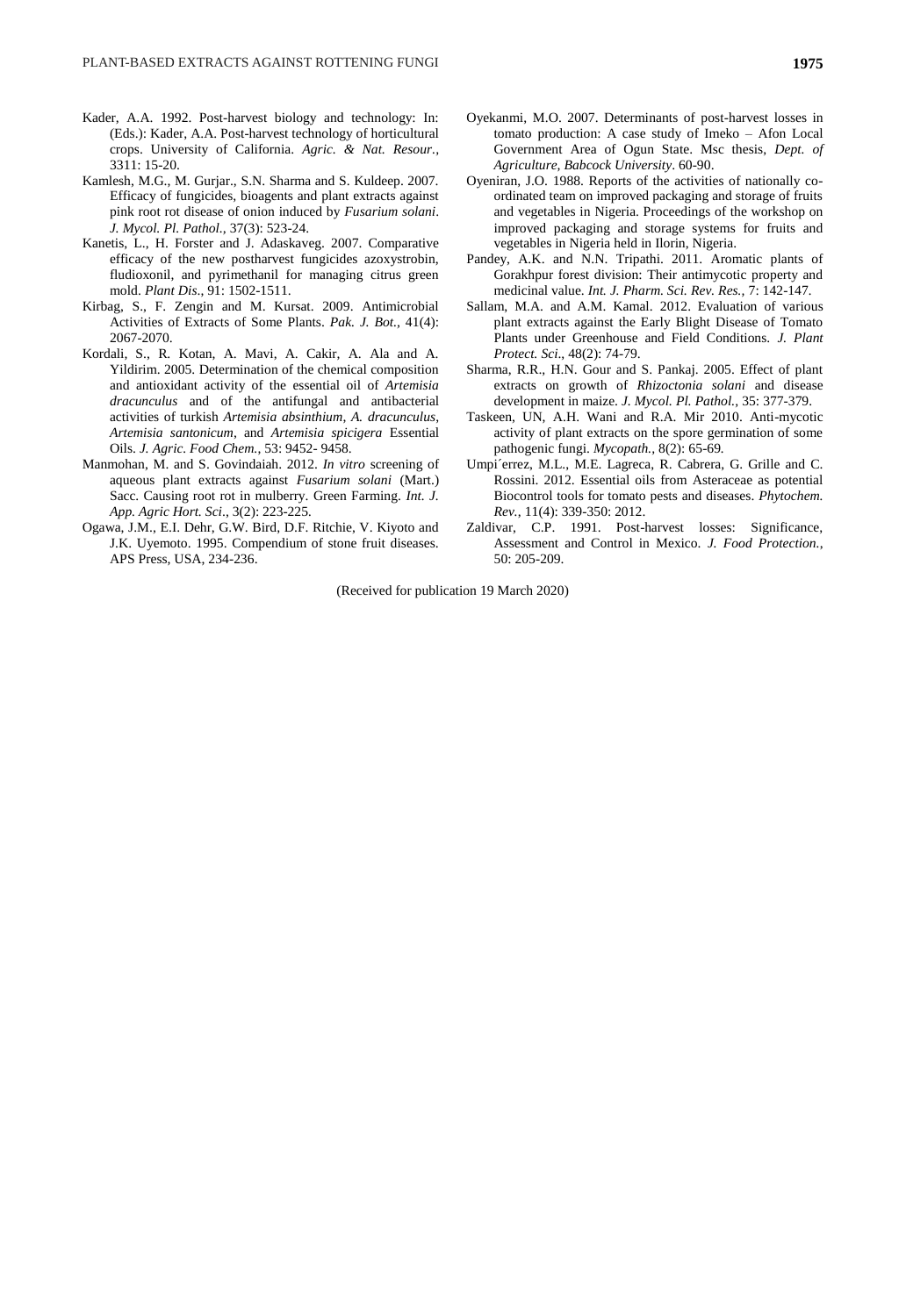Kader, A.A. 1992. Post-harvest biology and technology: In: (Eds.): Kader, A.A. Post-harvest technology of horticultural crops. University of California. *Agric. & Nat. Resour.*, 3311: 15-20.

Kamlesh, M.G., M. Gurjar., S.N. Sharma and S. Kuldeep. 2007. Efficacy of fungicides, bioagents and plant extracts against pink root rot disease of onion induced by *Fusarium solani*. *J. Mycol. Pl. Pathol.,* 37(3): 523-24.

Kanetis, L., H. Forster and J. Adaskaveg. 2007. Comparative efficacy of the new postharvest fungicides azoxystrobin, fludioxonil, and pyrimethanil for managing citrus green mold. *Plant Dis*., 91: 1502-1511.

Kirbag, S., F. Zengin and M. Kursat. 2009. Antimicrobial Activities of Extracts of Some Plants. *Pak. J. Bot.,* 41(4): 2067-2070.

Kordali, S., R. Kotan, A. Mavi, A. Cakir, A. Ala and A. Yildirim. 2005. Determination of the chemical composition and antioxidant activity of the essential oil of *Artemisia dracunculus* and of the antifungal and antibacterial activities of turkish *Artemisia absinthium*, *A. dracunculus*, *Artemisia santonicum*, and *Artemisia spicigera* Essential Oils. *J. Agric. Food Chem.,* 53: 9452- 9458.

Manmohan, M. and S. Govindaiah. 2012. *In vitro* screening of aqueous plant extracts against *Fusarium solani* (Mart.) Sacc. Causing root rot in mulberry. Green Farming. *Int. J. App. Agric Hort. Sci*., 3(2): 223-225.

Ogawa, J.M., E.I. Dehr, G.W. Bird, D.F. Ritchie, V. Kiyoto and J.K. Uyemoto. 1995. Compendium of stone fruit diseases. APS Press, USA, 234-236.

Oyekanmi, M.O. 2007. Determinants of post-harvest losses in tomato production: A case study of Imeko – Afon Local Government Area of Ogun State. Msc thesis, *Dept. of Agriculture, Babcock University*. 60-90.

Oyeniran, J.O. 1988. Reports of the activities of nationally co-ordinated team on improved packaging and storage of fruits and vegetables in Nigeria. Proceedings of the workshop on improved packaging and storage systems for fruits and vegetables in Nigeria held in Ilorin, Nigeria.

Pandey, A.K. and N.N. Tripathi. 2011. Aromatic plants of Gorakhpur forest division: Their antimycotic property and medicinal value. *Int. J. Pharm. Sci. Rev. Res.,* 7: 142-147.

Sallam, M.A. and A.M. Kamal. 2012. Evaluation of various plant extracts against the Early Blight Disease of Tomato Plants under Greenhouse and Field Conditions. *J. Plant Protect. Sci*., 48(2): 74-79.

Sharma, R.R., H.N. Gour and S. Pankaj. 2005. Effect of plant extracts on growth of *Rhizoctonia solani* and disease development in maize. *J. Mycol. Pl. Pathol.,* 35: 377-379.

Taskeen, UN, A.H. Wani and R.A. Mir 2010. Anti-mycotic activity of plant extracts on the spore germination of some pathogenic fungi. *Mycopath.,* 8(2): 65-69.

Umpi´errez, M.L., M.E. Lagreca, R. Cabrera, G. Grille and C. Rossini. 2012. Essential oils from Asteraceae as potential Biocontrol tools for tomato pests and diseases. *Phytochem. Rev.,* 11(4): 339-350: 2012.

Zaldivar, C.P. 1991. Post-harvest losses: Significance, Assessment and Control in Mexico. *J. Food Protection.,* 50: 205-209.

(Received for publication 19 March 2020)